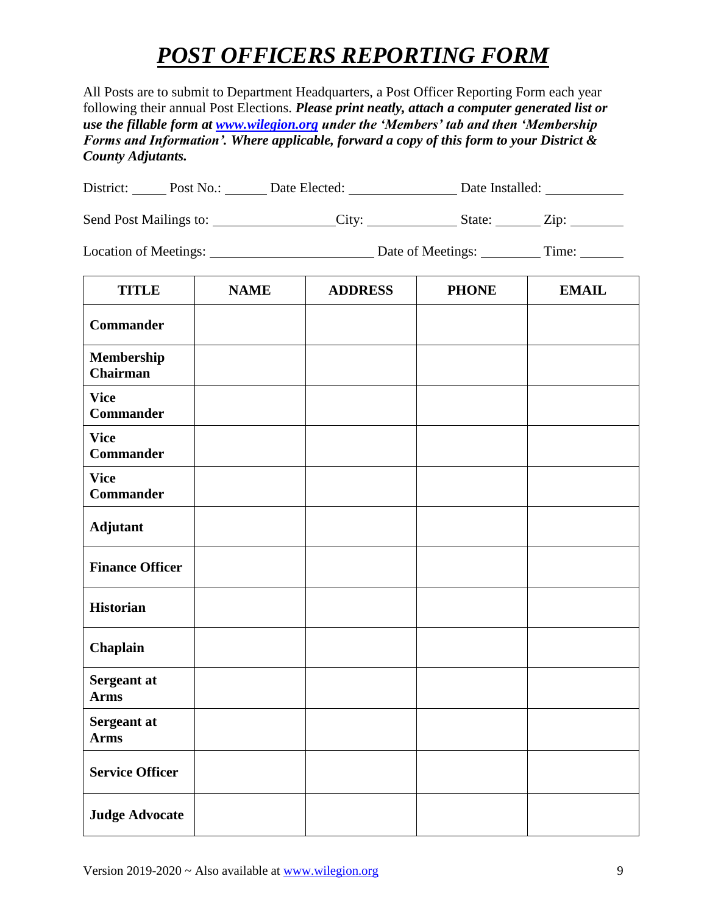# *POST OFFICERS REPORTING FORM*

All Posts are to submit to Department Headquarters, a Post Officer Reporting Form each year following their annual Post Elections. ***Please print neatly, attach a computer generated list or use the fillable form at [www.wilegion.org](www.wilegion.org) under the 'Members' tab and then 'Membership Forms and Information'. Where applicable, forward a copy of this form to your District & County Adjutants.***

District: _____ Post No.: ______ Date Elected: ________________ Date Installed: ___________

Send Post Mailings to: _________________City: _____________ State: ______ Zip: ________

Location of Meetings: ________________________ Date of Meetings: _________ Time: ______

| TITLE | NAME | ADDRESS | PHONE | EMAIL |
|---|---|---|---|---|
| **Commander** | | | | |
| **Membership Chairman** | | | | |
| **Vice Commander** | | | | |
| **Vice Commander** | | | | |
| **Vice Commander** | | | | |
| **Adjutant** | | | | |
| **Finance Officer** | | | | |
| **Historian** | | | | |
| **Chaplain** | | | | |
| **Sergeant at Arms** | | | | |
| **Sergeant at Arms** | | | | |
| **Service Officer** | | | | |
| **Judge Advocate** | | | | |

Version 2019-2020 ~ Also available at [www.wilegion.org](www.wilegion.org)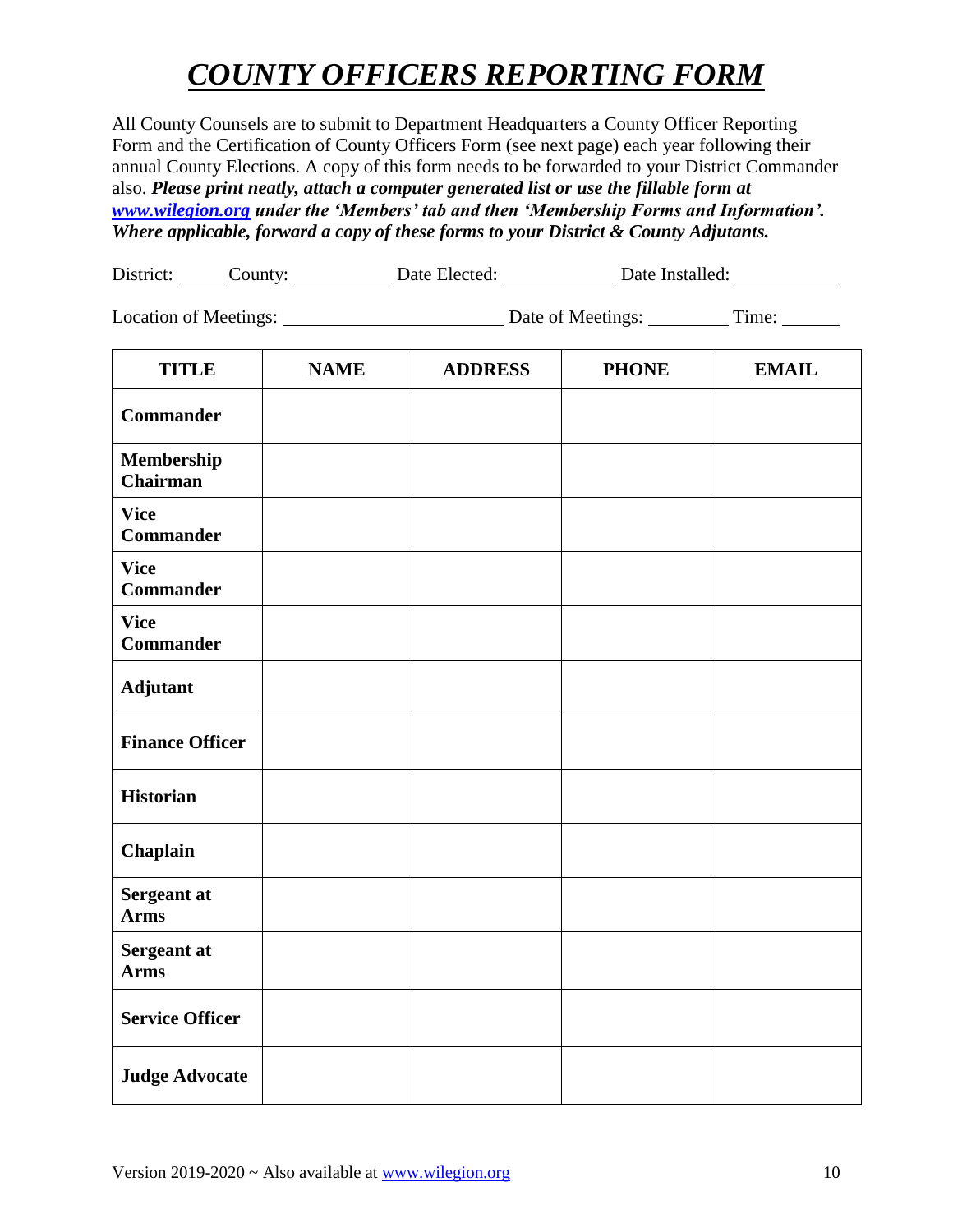# *COUNTY OFFICERS REPORTING FORM*

All County Counsels are to submit to Department Headquarters a County Officer Reporting Form and the Certification of County Officers Form (see next page) each year following their annual County Elections. A copy of this form needs to be forwarded to your District Commander also. ***Please print neatly, attach a computer generated list or use the fillable form at [www.wilegion.org](www.wilegion.org) under the 'Members' tab and then 'Membership Forms and Information'. Where applicable, forward a copy of these forms to your District & County Adjutants.***

District: _____ County: __________ Date Elected: ____________ Date Installed: ___________

Location of Meetings: ______________________ Date of Meetings: ________ Time: ______

| TITLE | NAME | ADDRESS | PHONE | EMAIL |
|---|---|---|---|---|
| **Commander** | | | | |
| **Membership Chairman** | | | | |
| **Vice Commander** | | | | |
| **Vice Commander** | | | | |
| **Vice Commander** | | | | |
| **Adjutant** | | | | |
| **Finance Officer** | | | | |
| **Historian** | | | | |
| **Chaplain** | | | | |
| **Sergeant at Arms** | | | | |
| **Sergeant at Arms** | | | | |
| **Service Officer** | | | | |
| **Judge Advocate** | | | | |

Version 2019-2020 ~ Also available at [www.wilegion.org](www.wilegion.org)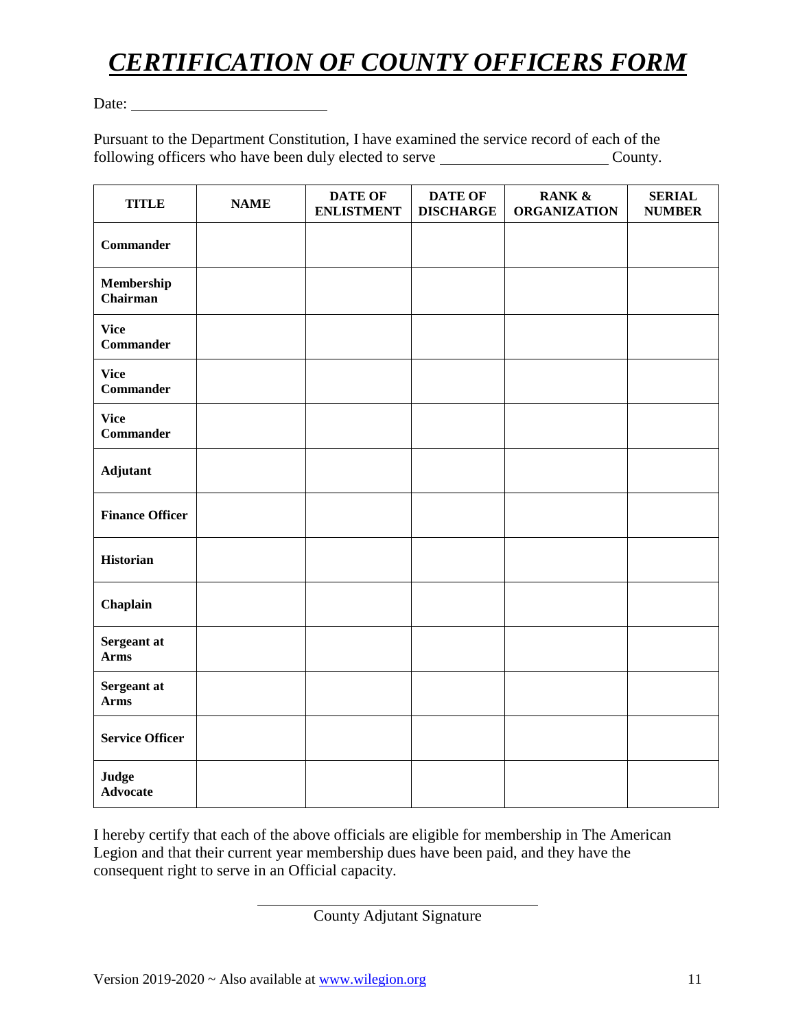# *CERTIFICATION OF COUNTY OFFICERS FORM*

Date: ________________________

Pursuant to the Department Constitution, I have examined the service record of each of the following officers who have been duly elected to serve ____________________ County.

| TITLE | NAME | DATE OF ENLISTMENT | DATE OF DISCHARGE | RANK & ORGANIZATION | SERIAL NUMBER |
|---|---|---|---|---|---|
| **Commander** | | | | | |
| **Membership Chairman** | | | | | |
| **Vice Commander** | | | | | |
| **Vice Commander** | | | | | |
| **Vice Commander** | | | | | |
| **Adjutant** | | | | | |
| **Finance Officer** | | | | | |
| **Historian** | | | | | |
| **Chaplain** | | | | | |
| **Sergeant at Arms** | | | | | |
| **Sergeant at Arms** | | | | | |
| **Service Officer** | | | | | |
| **Judge Advocate** | | | | | |

I hereby certify that each of the above officials are eligible for membership in The American Legion and that their current year membership dues have been paid, and they have the consequent right to serve in an Official capacity.

________________________________
County Adjutant Signature

Version 2019-2020 ~ Also available at [www.wilegion.org](http://www.wilegion.org)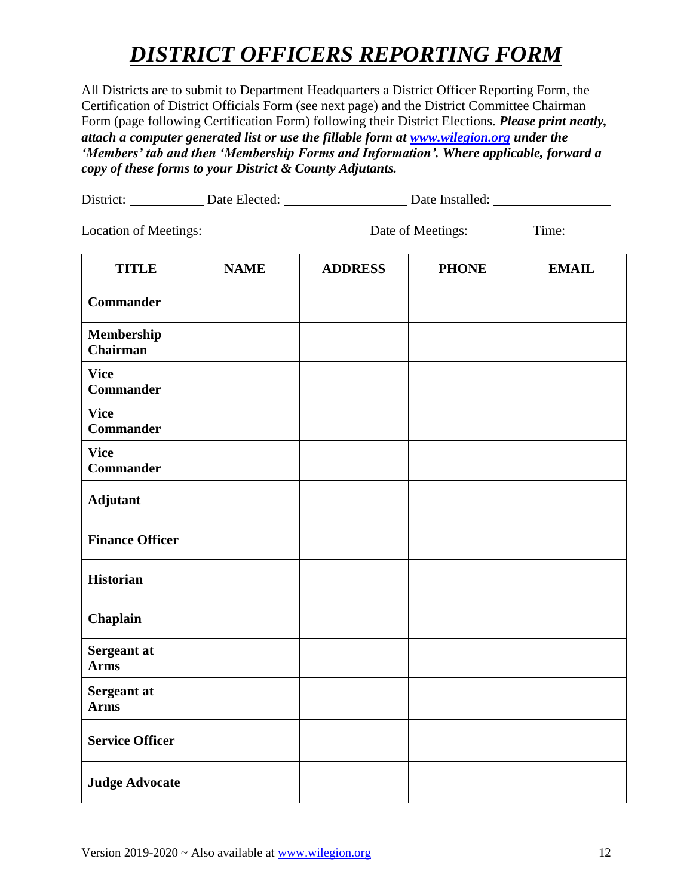# ***DISTRICT OFFICERS REPORTING FORM***

All Districts are to submit to Department Headquarters a District Officer Reporting Form, the Certification of District Officials Form (see next page) and the District Committee Chairman Form (page following Certification Form) following their District Elections. ***Please print neatly, attach a computer generated list or use the fillable form at [www.wilegion.org](http://www.wilegion.org) under the 'Members' tab and then 'Membership Forms and Information'. Where applicable, forward a copy of these forms to your District & County Adjutants.***

District: ___________ Date Elected: ___________________ Date Installed: __________________

Location of Meetings: ________________________ Date of Meetings: _________ Time: _______

| TITLE | NAME | ADDRESS | PHONE | EMAIL |
|---|---|---|---|---|
| **Commander** | | | | |
| **Membership Chairman** | | | | |
| **Vice Commander** | | | | |
| **Vice Commander** | | | | |
| **Vice Commander** | | | | |
| **Adjutant** | | | | |
| **Finance Officer** | | | | |
| **Historian** | | | | |
| **Chaplain** | | | | |
| **Sergeant at Arms** | | | | |
| **Sergeant at Arms** | | | | |
| **Service Officer** | | | | |
| **Judge Advocate** | | | | |

Version 2019-2020 ~ Also available at [www.wilegion.org](http://www.wilegion.org)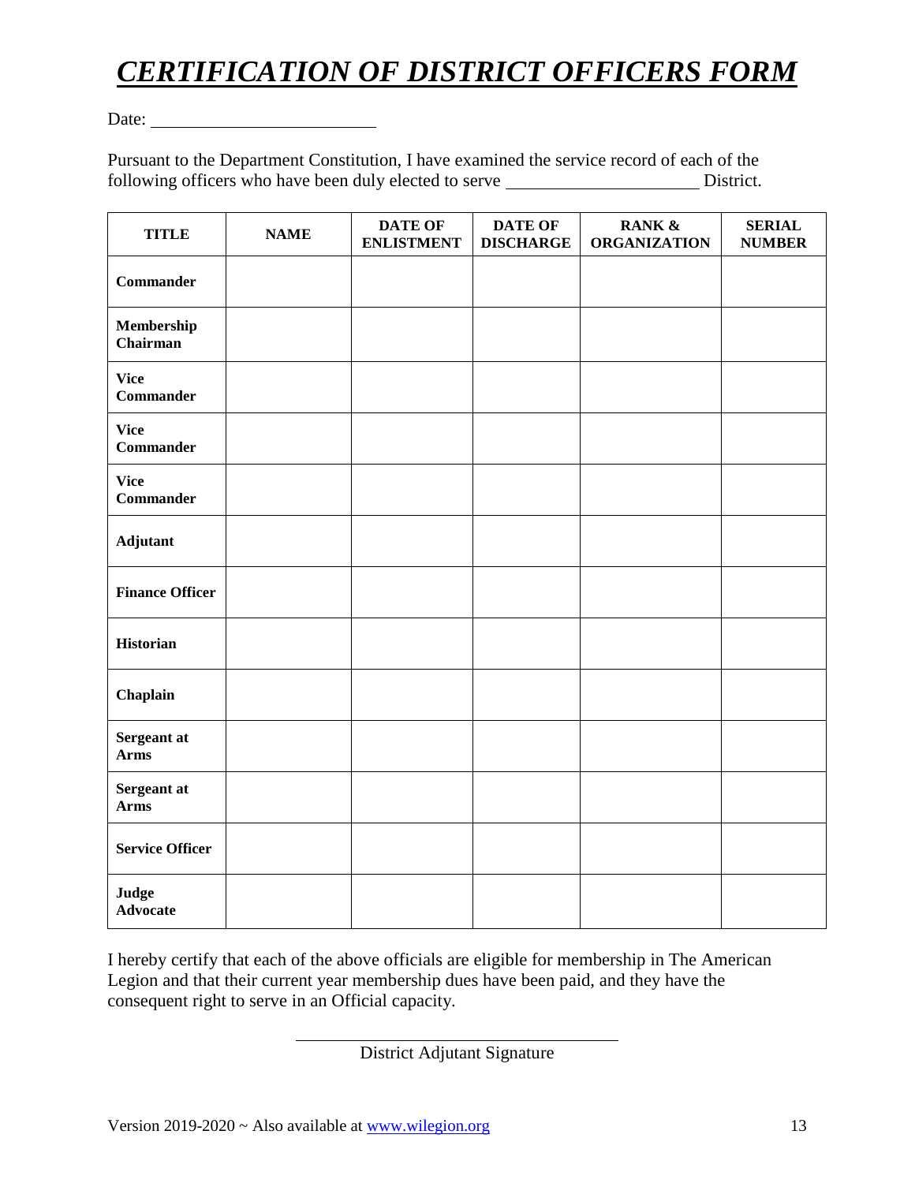# ***CERTIFICATION OF DISTRICT OFFICERS FORM***

Date: ______________________

Pursuant to the Department Constitution, I have examined the service record of each of the following officers who have been duly elected to serve ____________________ District.

| TITLE | NAME | DATE OF ENLISTMENT | DATE OF DISCHARGE | RANK & ORGANIZATION | SERIAL NUMBER |
|---|---|---|---|---|---|
| **Commander** | | | | | |
| **Membership Chairman** | | | | | |
| **Vice Commander** | | | | | |
| **Vice Commander** | | | | | |
| **Vice Commander** | | | | | |
| **Adjutant** | | | | | |
| **Finance Officer** | | | | | |
| **Historian** | | | | | |
| **Chaplain** | | | | | |
| **Sergeant at Arms** | | | | | |
| **Sergeant at Arms** | | | | | |
| **Service Officer** | | | | | |
| **Judge Advocate** | | | | | |

I hereby certify that each of the above officials are eligible for membership in The American Legion and that their current year membership dues have been paid, and they have the consequent right to serve in an Official capacity.

______________________________
District Adjutant Signature

Version 2019-2020 ~ Also available at www.wilegion.org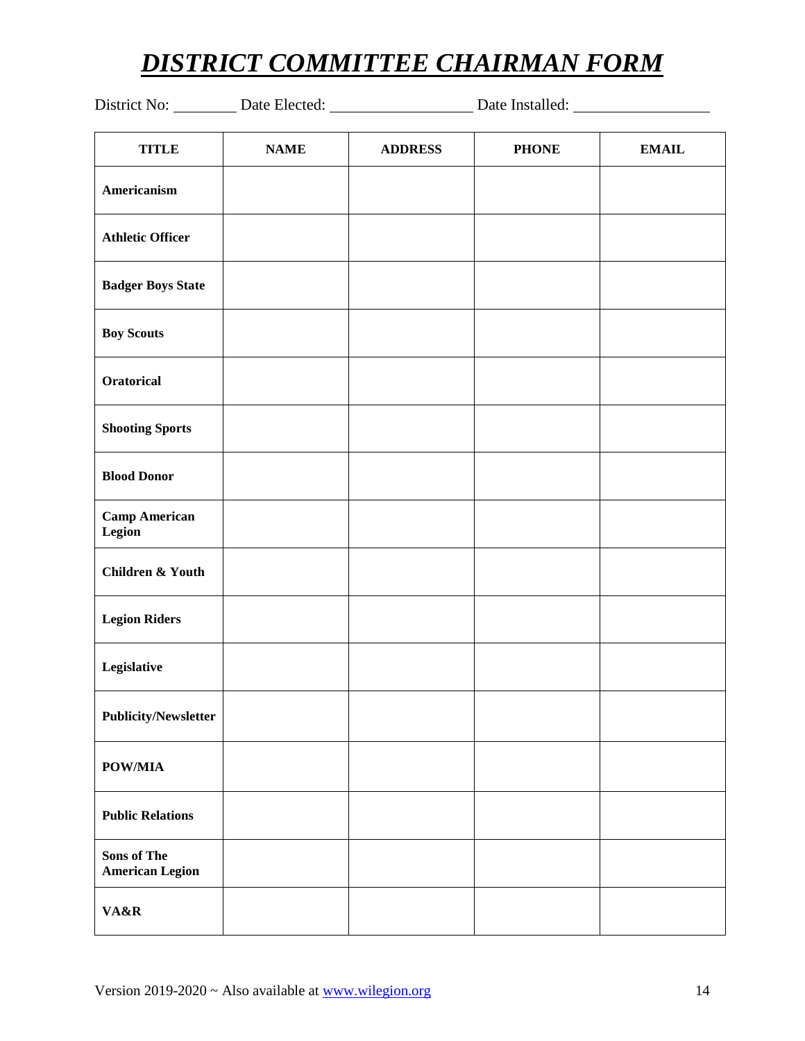# ***DISTRICT COMMITTEE CHAIRMAN FORM***

District No: ________ Date Elected: __________________ Date Installed: _________________

| TITLE | NAME | ADDRESS | PHONE | EMAIL |
|---|---|---|---|---|
| **Americanism** | | | | |
| **Athletic Officer** | | | | |
| **Badger Boys State** | | | | |
| **Boy Scouts** | | | | |
| **Oratorical** | | | | |
| **Shooting Sports** | | | | |
| **Blood Donor** | | | | |
| **Camp American Legion** | | | | |
| **Children & Youth** | | | | |
| **Legion Riders** | | | | |
| **Legislative** | | | | |
| **Publicity/Newsletter** | | | | |
| **POW/MIA** | | | | |
| **Public Relations** | | | | |
| **Sons of The American Legion** | | | | |
| **VA&R** | | | | |

Version 2019-2020 ~ Also available at www.wilegion.org